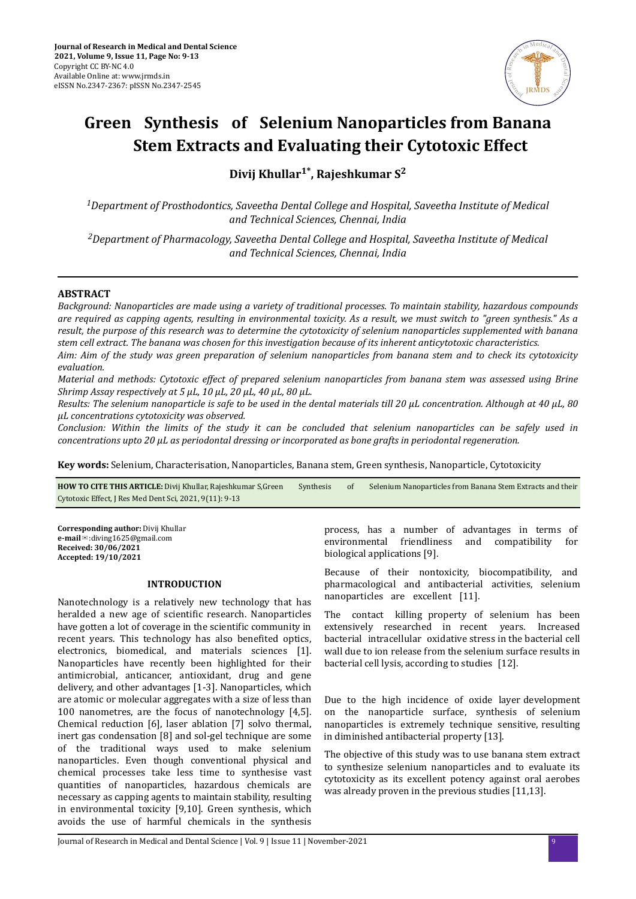# Green Synthesis of Selenium Nanoparticles from Banana Stem Extracts and Evaluating their Cytotoxic Effect

**Divij Khullar[1*], Rajeshkumar S[2]**

*[1]Department of Prosthodontics, Saveetha Dental College and Hospital, Saveetha Institute of Medical and Technical Sciences, Chennai, India*

*[2]Department of Pharmacology, Saveetha Dental College and Hospital, Saveetha Institute of Medical and Technical Sciences, Chennai, India*

## ABSTRACT

*Background: Nanoparticles are made using a variety of traditional processes. To maintain stability, hazardous compounds are required as capping agents, resulting in environmental toxicity. As a result, we must switch to "green synthesis." As a result, the purpose of this research was to determine the cytotoxicity of selenium nanoparticles supplemented with banana stem cell extract. The banana was chosen for this investigation because of its inherent anticytotoxic characteristics.*

*Aim: Aim of the study was green preparation of selenium nanoparticles from banana stem and to check its cytotoxicity evaluation.*

*Material and methods: Cytotoxic effect of prepared selenium nanoparticles from banana stem was assessed using Brine Shrimp Assay respectively at 5 µL, 10 µL, 20 µL, 40 µL, 80 µL.*

*Results: The selenium nanoparticle is safe to be used in the dental materials till 20 µL concentration. Although at 40 µL, 80 µL concentrations cytotoxicity was observed.*

*Conclusion: Within the limits of the study it can be concluded that selenium nanoparticles can be safely used in concentrations upto 20 µL as periodontal dressing or incorporated as bone grafts in periodontal regeneration.*

**Key words:** Selenium, Characterisation, Nanoparticles, Banana stem, Green synthesis, Nanoparticle, Cytotoxicity

**HOW TO CITE THIS ARTICLE:** Divij Khullar, Rajeshkumar S,Green Synthesis of Selenium Nanoparticles from Banana Stem Extracts and their Cytotoxic Effect, J Res Med Dent Sci, 2021, 9(11): 9-13

**Corresponding author:** Divij Khullar
**e-mail**✉:diving1625@gmail.com
**Received: 30/06/2021**
**Accepted: 19/10/2021**

## INTRODUCTION

Nanotechnology is a relatively new technology that has heralded a new age of scientific research. Nanoparticles have gotten a lot of coverage in the scientific community in recent years. This technology has also benefited optics, electronics, biomedical, and materials sciences [1]. Nanoparticles have recently been highlighted for their antimicrobial, anticancer, antioxidant, drug and gene delivery, and other advantages [1-3]. Nanoparticles, which are atomic or molecular aggregates with a size of less than 100 nanometres, are the focus of nanotechnology [4,5]. Chemical reduction [6], laser ablation [7] solvo thermal, inert gas condensation [8] and sol-gel technique are some of the traditional ways used to make selenium nanoparticles. Even though conventional physical and chemical processes take less time to synthesise vast quantities of nanoparticles, hazardous chemicals are necessary as capping agents to maintain stability, resulting in environmental toxicity [9,10]. Green synthesis, which avoids the use of harmful chemicals in the synthesis process, has a number of advantages in terms of environmental friendliness and compatibility for biological applications [9].

Because of their nontoxicity, biocompatibility, and pharmacological and antibacterial activities, selenium nanoparticles are excellent [11].

The contact killing property of selenium has been extensively researched in recent years. Increased bacterial intracellular oxidative stress in the bacterial cell wall due to ion release from the selenium surface results in bacterial cell lysis, according to studies [12].

Due to the high incidence of oxide layer development on the nanoparticle surface, synthesis of selenium nanoparticles is extremely technique sensitive, resulting in diminished antibacterial property [13].

The objective of this study was to use banana stem extract to synthesize selenium nanoparticles and to evaluate its cytotoxicity as its excellent potency against oral aerobes was already proven in the previous studies [11,13].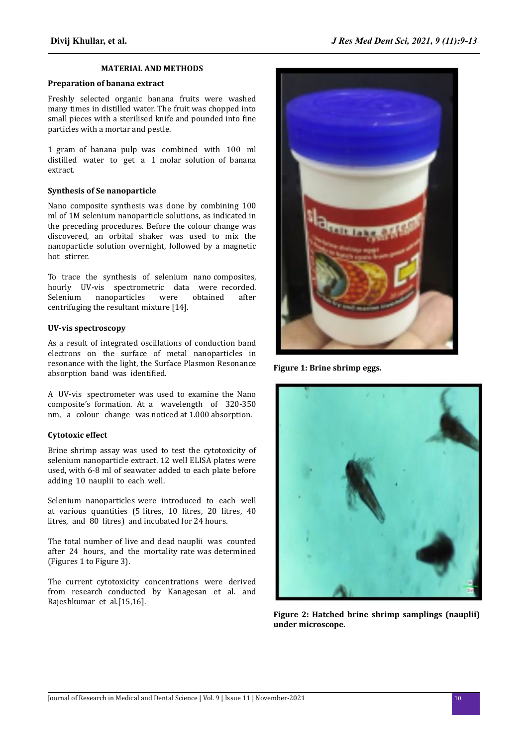## MATERIAL AND METHODS

### Preparation of banana extract

Freshly selected organic banana fruits were washed many times in distilled water. The fruit was chopped into small pieces with a sterilised knife and pounded into fine particles with a mortar and pestle.

1 gram of banana pulp was combined with 100 ml distilled water to get a 1 molar solution of banana extract.

### Synthesis of Se nanoparticle

Nano composite synthesis was done by combining 100 ml of 1M selenium nanoparticle solutions, as indicated in the preceding procedures. Before the colour change was discovered, an orbital shaker was used to mix the nanoparticle solution overnight, followed by a magnetic hot stirrer.

To trace the synthesis of selenium nano composites, hourly UV-vis spectrometric data were recorded. Selenium nanoparticles were obtained after centrifuging the resultant mixture [14].

### UV-vis spectroscopy

As a result of integrated oscillations of conduction band electrons on the surface of metal nanoparticles in resonance with the light, the Surface Plasmon Resonance absorption band was identified.

A UV-vis spectrometer was used to examine the Nano composite's formation. At a wavelength of 320-350 nm, a colour change was noticed at 1.000 absorption.

### Cytotoxic effect

Brine shrimp assay was used to test the cytotoxicity of selenium nanoparticle extract. 12 well ELISA plates were used, with 6-8 ml of seawater added to each plate before adding 10 nauplii to each well.

Selenium nanoparticles were introduced to each well at various quantities (5 litres, 10 litres, 20 litres, 40 litres, and 80 litres) and incubated for 24 hours.

The total number of live and dead nauplii was counted after 24 hours, and the mortality rate was determined (Figures 1 to Figure 3).

The current cytotoxicity concentrations were derived from research conducted by Kanagesan et al. and Rajeshkumar et al.[15,16].

**Figure 1: Brine shrimp eggs.**

**Figure 2: Hatched brine shrimp samplings (nauplii) under microscope.**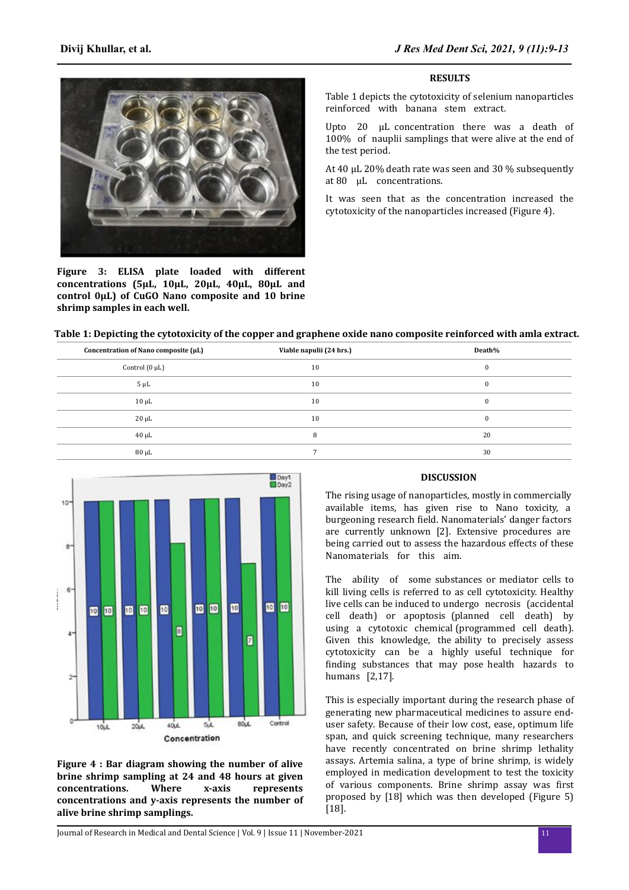Figure 3: ELISA plate loaded with different concentrations (5µL, 10µL, 20µL, 40µL, 80µL and control 0µL) of CuGO Nano composite and 10 brine shrimp samples in each well.

## RESULTS

Table 1 depicts the cytotoxicity of selenium nanoparticles reinforced with banana stem extract.

Upto 20 µL concentration there was a death of 100% of nauplii samplings that were alive at the end of the test period.

At 40 µL 20% death rate was seen and 30 % subsequently at 80 µL concentrations.

It was seen that as the concentration increased the cytotoxicity of the nanoparticles increased (Figure 4).

**Table 1: Depicting the cytotoxicity of the copper and graphene oxide nano composite reinforced with amla extract.**

| Concentration of Nano composite (µL) | Viable napulii (24 hrs.) | Death% |
|---|---|---|
| Control (0 µL) | 10 | 0 |
| 5 µL | 10 | 0 |
| 10 µL | 10 | 0 |
| 20 µL | 10 | 0 |
| 40 µL | 8 | 20 |
| 80 µL | 7 | 30 |

Figure 4 : Bar diagram showing the number of alive brine shrimp sampling at 24 and 48 hours at given concentrations. Where x-axis represents concentrations and y-axis represents the number of alive brine shrimp samplings.

## DISCUSSION

The rising usage of nanoparticles, mostly in commercially available items, has given rise to Nano toxicity, a burgeoning research field. Nanomaterials' danger factors are currently unknown [2]. Extensive procedures are being carried out to assess the hazardous effects of these Nanomaterials for this aim.

The ability of some substances or mediator cells to kill living cells is referred to as cell cytotoxicity. Healthy live cells can be induced to undergo necrosis (accidental cell death) or apoptosis (planned cell death) by using a cytotoxic chemical (programmed cell death). Given this knowledge, the ability to precisely assess cytotoxicity can be a highly useful technique for finding substances that may pose health hazards to humans [2,17].

This is especially important during the research phase of generating new pharmaceutical medicines to assure end-user safety. Because of their low cost, ease, optimum life span, and quick screening technique, many researchers have recently concentrated on brine shrimp lethality assays. Artemia salina, a type of brine shrimp, is widely employed in medication development to test the toxicity of various components. Brine shrimp assay was first proposed by [18] which was then developed (Figure 5) [18].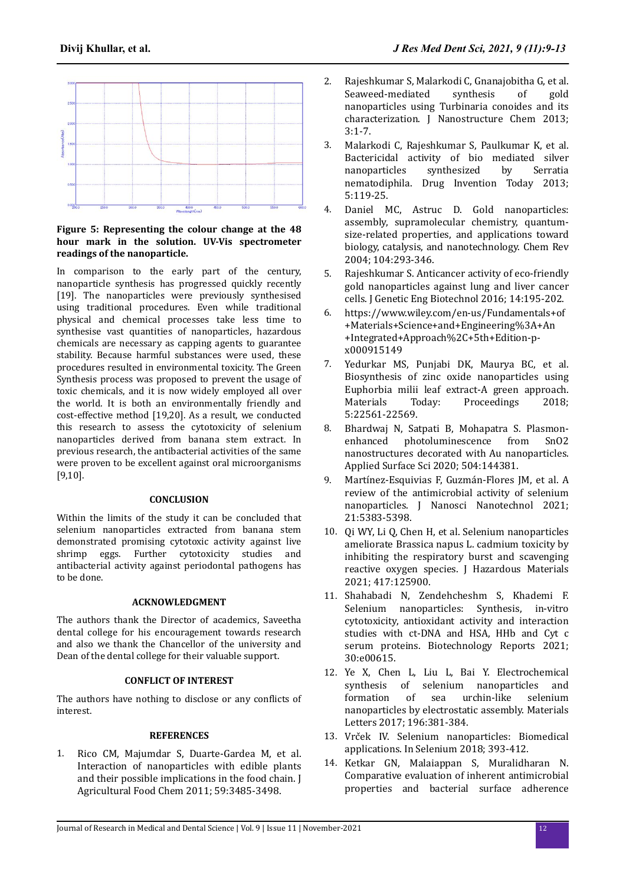**Figure 5: Representing the colour change at the 48 hour mark in the solution. UV-Vis spectrometer readings of the nanoparticle.**

In comparison to the early part of the century, nanoparticle synthesis has progressed quickly recently [19]. The nanoparticles were previously synthesised using traditional procedures. Even while traditional physical and chemical processes take less time to synthesise vast quantities of nanoparticles, hazardous chemicals are necessary as capping agents to guarantee stability. Because harmful substances were used, these procedures resulted in environmental toxicity. The Green Synthesis process was proposed to prevent the usage of toxic chemicals, and it is now widely employed all over the world. It is both an environmentally friendly and cost-effective method [19,20]. As a result, we conducted this research to assess the cytotoxicity of selenium nanoparticles derived from banana stem extract. In previous research, the antibacterial activities of the same were proven to be excellent against oral microorganisms [9,10].

## CONCLUSION

Within the limits of the study it can be concluded that selenium nanoparticles extracted from banana stem demonstrated promising cytotoxic activity against live shrimp eggs. Further cytotoxicity studies and antibacterial activity against periodontal pathogens has to be done.

## ACKNOWLEDGMENT

The authors thank the Director of academics, Saveetha dental college for his encouragement towards research and also we thank the Chancellor of the university and Dean of the dental college for their valuable support.

## CONFLICT OF INTEREST

The authors have nothing to disclose or any conflicts of interest.

## REFERENCES

1. Rico CM, Majumdar S, Duarte-Gardea M, et al. Interaction of nanoparticles with edible plants and their possible implications in the food chain. J Agricultural Food Chem 2011; 59:3485-3498.
2. Rajeshkumar S, Malarkodi C, Gnanajobitha G, et al. Seaweed-mediated synthesis of gold nanoparticles using Turbinaria conoides and its characterization. J Nanostructure Chem 2013; 3:1-7.
3. Malarkodi C, Rajeshkumar S, Paulkumar K, et al. Bactericidal activity of bio mediated silver nanoparticles synthesized by Serratia nematodiphila. Drug Invention Today 2013; 5:119-25.
4. Daniel MC, Astruc D. Gold nanoparticles: assembly, supramolecular chemistry, quantum-size-related properties, and applications toward biology, catalysis, and nanotechnology. Chem Rev 2004; 104:293-346.
5. Rajeshkumar S. Anticancer activity of eco-friendly gold nanoparticles against lung and liver cancer cells. J Genetic Eng Biotechnol 2016; 14:195-202.
6. https://www.wiley.com/en-us/Fundamentals+of+Materials+Science+and+Engineering%3A+An+Integrated+Approach%2C+5th+Edition-p-x000915149
7. Yedurkar MS, Punjabi DK, Maurya BC, et al. Biosynthesis of zinc oxide nanoparticles using Euphorbia milii leaf extract-A green approach. Materials Today: Proceedings 2018; 5:22561-22569.
8. Bhardwaj N, Satpati B, Mohapatra S. Plasmon-enhanced photoluminescence from SnO2 nanostructures decorated with Au nanoparticles. Applied Surface Sci 2020; 504:144381.
9. Martínez-Esquivias F, Guzmán-Flores JM, et al. A review of the antimicrobial activity of selenium nanoparticles. J Nanosci Nanotechnol 2021; 21:5383-5398.
10. Qi WY, Li Q, Chen H, et al. Selenium nanoparticles ameliorate Brassica napus L. cadmium toxicity by inhibiting the respiratory burst and scavenging reactive oxygen species. J Hazardous Materials 2021; 417:125900.
11. Shahabadi N, Zendehcheshm S, Khademi F. Selenium nanoparticles: Synthesis, in-vitro cytotoxicity, antioxidant activity and interaction studies with ct-DNA and HSA, HHb and Cyt c serum proteins. Biotechnology Reports 2021; 30:e00615.
12. Ye X, Chen L, Liu L, Bai Y. Electrochemical synthesis of selenium nanoparticles and formation of sea urchin-like selenium nanoparticles by electrostatic assembly. Materials Letters 2017; 196:381-384.
13. Vrček IV. Selenium nanoparticles: Biomedical applications. In Selenium 2018; 393-412.
14. Ketkar GN, Malaiappan S, Muralidharan N. Comparative evaluation of inherent antimicrobial properties and bacterial surface adherence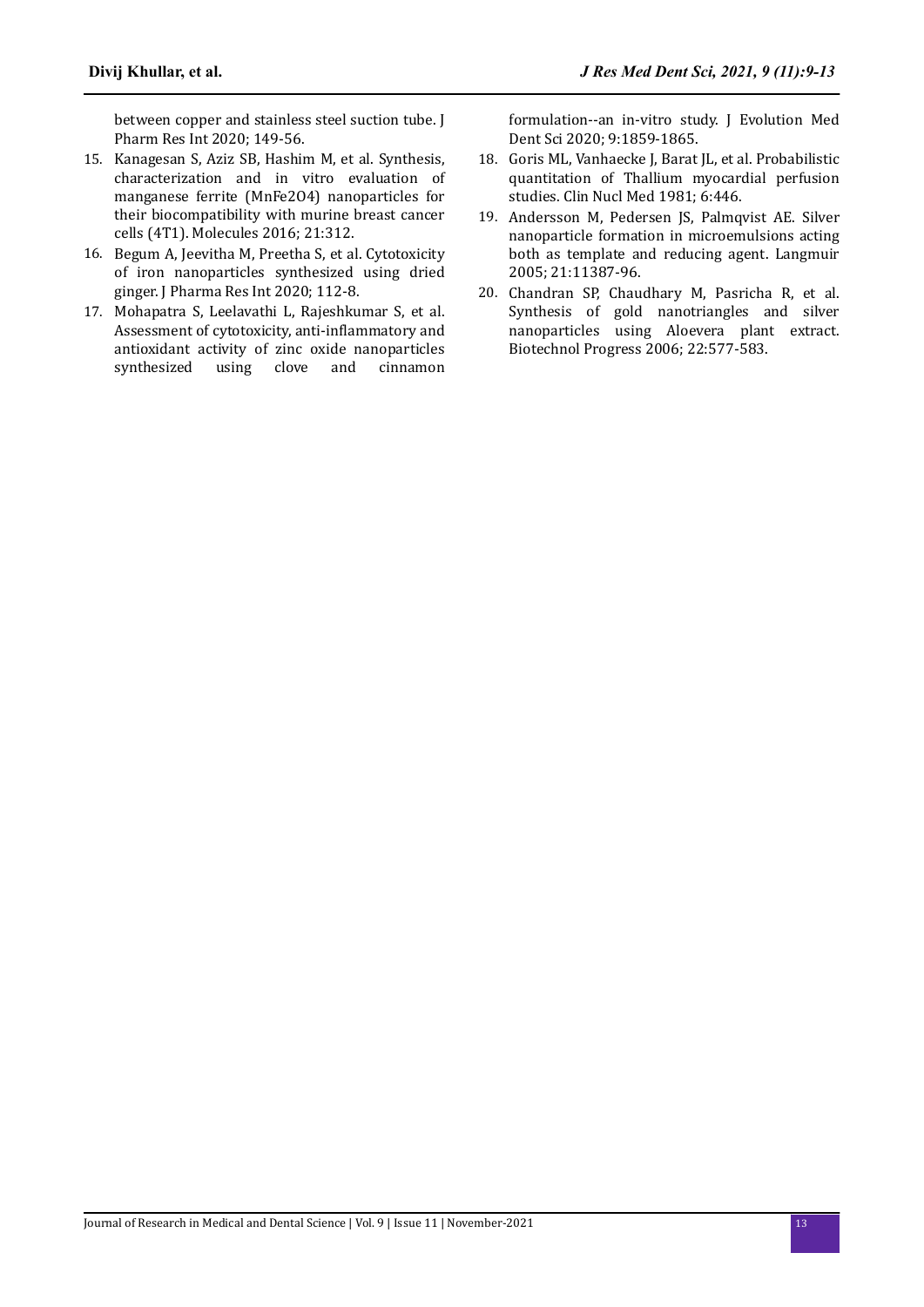between copper and stainless steel suction tube. J Pharm Res Int 2020; 149-56.

15. Kanagesan S, Aziz SB, Hashim M, et al. Synthesis, characterization and in vitro evaluation of manganese ferrite (MnFe2O4) nanoparticles for their biocompatibility with murine breast cancer cells (4T1). Molecules 2016; 21:312.
16. Begum A, Jeevitha M, Preetha S, et al. Cytotoxicity of iron nanoparticles synthesized using dried ginger. J Pharma Res Int 2020; 112-8.
17. Mohapatra S, Leelavathi L, Rajeshkumar S, et al. Assessment of cytotoxicity, anti-inflammatory and antioxidant activity of zinc oxide nanoparticles synthesized using clove and cinnamon formulation--an in-vitro study. J Evolution Med Dent Sci 2020; 9:1859-1865.
18. Goris ML, Vanhaecke J, Barat JL, et al. Probabilistic quantitation of Thallium myocardial perfusion studies. Clin Nucl Med 1981; 6:446.
19. Andersson M, Pedersen JS, Palmqvist AE. Silver nanoparticle formation in microemulsions acting both as template and reducing agent. Langmuir 2005; 21:11387-96.
20. Chandran SP, Chaudhary M, Pasricha R, et al. Synthesis of gold nanotriangles and silver nanoparticles using Aloevera plant extract. Biotechnol Progress 2006; 22:577-583.